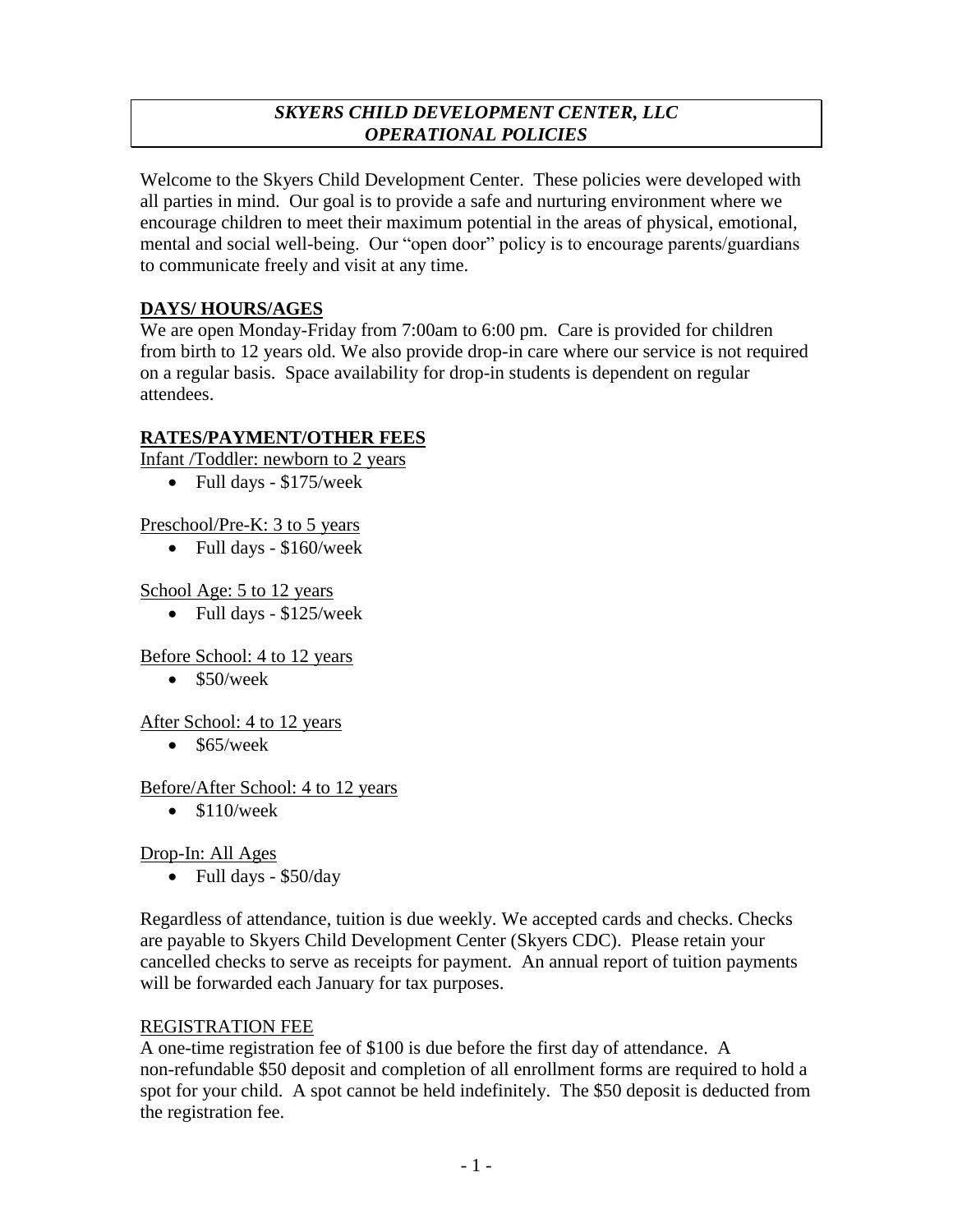# *SKYERS CHILD DEVELOPMENT CENTER, LLC*
# *OPERATIONAL POLICIES*

Welcome to the Skyers Child Development Center. These policies were developed with all parties in mind. Our goal is to provide a safe and nurturing environment where we encourage children to meet their maximum potential in the areas of physical, emotional, mental and social well-being. Our "open door" policy is to encourage parents/guardians to communicate freely and visit at any time.

## DAYS/ HOURS/AGES

We are open Monday-Friday from 7:00am to 6:00 pm. Care is provided for children from birth to 12 years old. We also provide drop-in care where our service is not required on a regular basis. Space availability for drop-in students is dependent on regular attendees.

## RATES/PAYMENT/OTHER FEES

Infant /Toddler: newborn to 2 years

- Full days - $175/week

Preschool/Pre-K: 3 to 5 years

- Full days - $160/week

School Age: 5 to 12 years

- Full days - $125/week

Before School: 4 to 12 years

- $50/week

After School: 4 to 12 years

- $65/week

Before/After School: 4 to 12 years

- $110/week

Drop-In: All Ages

- Full days - $50/day

Regardless of attendance, tuition is due weekly. We accepted cards and checks. Checks are payable to Skyers Child Development Center (Skyers CDC). Please retain your cancelled checks to serve as receipts for payment. An annual report of tuition payments will be forwarded each January for tax purposes.

### REGISTRATION FEE

A one-time registration fee of $100 is due before the first day of attendance. A non-refundable $50 deposit and completion of all enrollment forms are required to hold a spot for your child. A spot cannot be held indefinitely. The $50 deposit is deducted from the registration fee.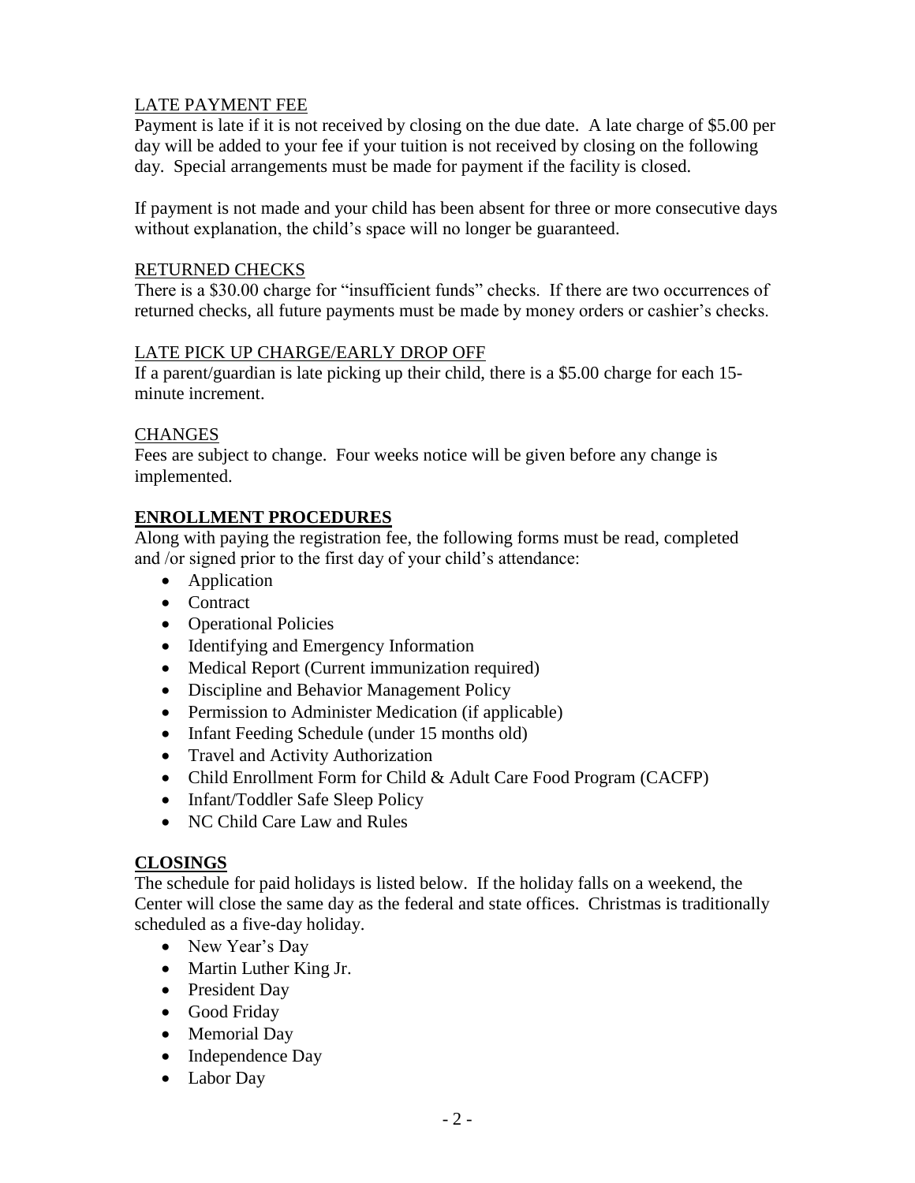LATE PAYMENT FEE

Payment is late if it is not received by closing on the due date. A late charge of $5.00 per day will be added to your fee if your tuition is not received by closing on the following day. Special arrangements must be made for payment if the facility is closed.

If payment is not made and your child has been absent for three or more consecutive days without explanation, the child's space will no longer be guaranteed.

RETURNED CHECKS

There is a $30.00 charge for "insufficient funds" checks. If there are two occurrences of returned checks, all future payments must be made by money orders or cashier's checks.

LATE PICK UP CHARGE/EARLY DROP OFF

If a parent/guardian is late picking up their child, there is a $5.00 charge for each 15-minute increment.

CHANGES

Fees are subject to change. Four weeks notice will be given before any change is implemented.

## ENROLLMENT PROCEDURES

Along with paying the registration fee, the following forms must be read, completed and /or signed prior to the first day of your child's attendance:

- Application
- Contract
- Operational Policies
- Identifying and Emergency Information
- Medical Report (Current immunization required)
- Discipline and Behavior Management Policy
- Permission to Administer Medication (if applicable)
- Infant Feeding Schedule (under 15 months old)
- Travel and Activity Authorization
- Child Enrollment Form for Child & Adult Care Food Program (CACFP)
- Infant/Toddler Safe Sleep Policy
- NC Child Care Law and Rules

## CLOSINGS

The schedule for paid holidays is listed below. If the holiday falls on a weekend, the Center will close the same day as the federal and state offices. Christmas is traditionally scheduled as a five-day holiday.

- New Year's Day
- Martin Luther King Jr.
- President Day
- Good Friday
- Memorial Day
- Independence Day
- Labor Day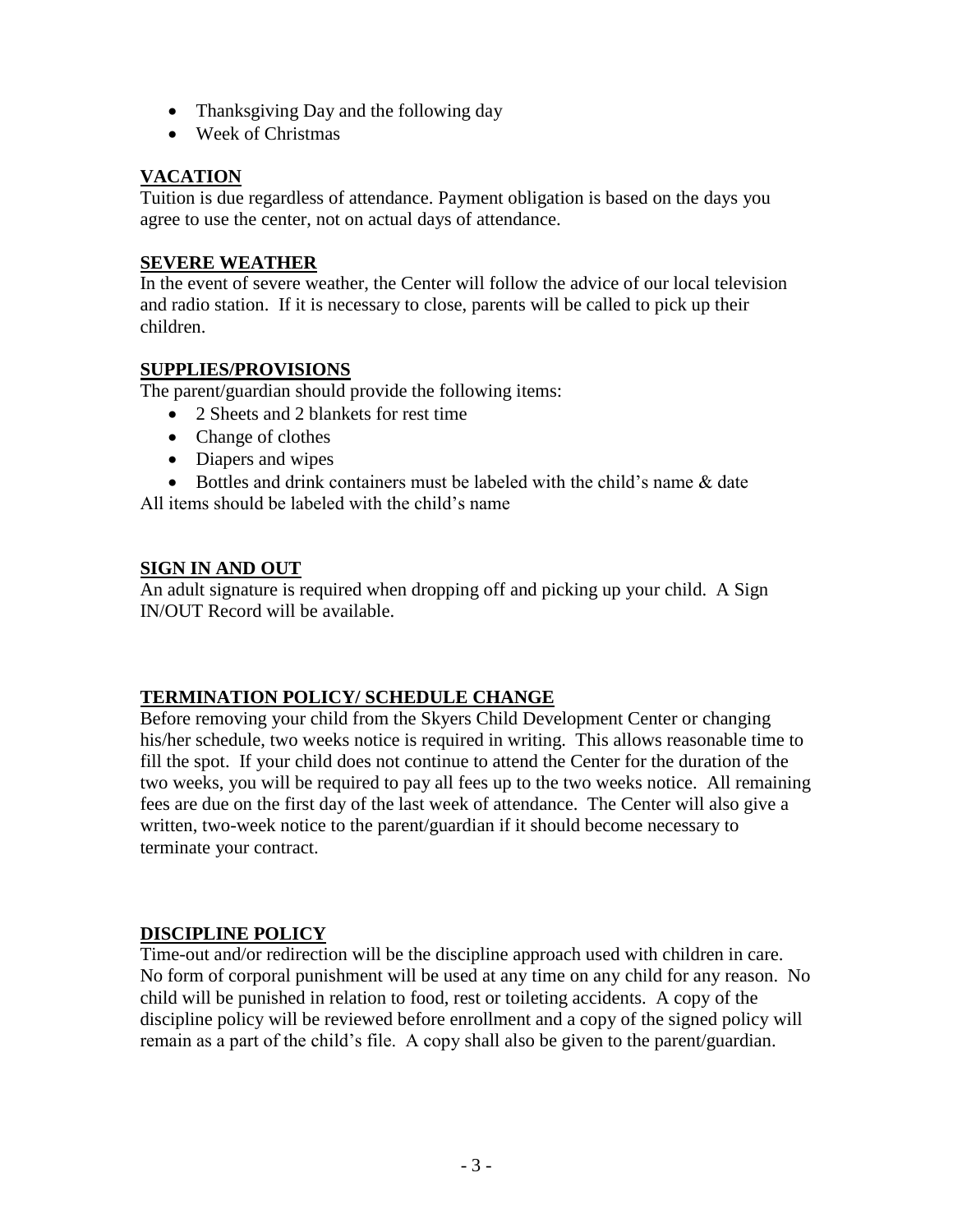- Thanksgiving Day and the following day
- Week of Christmas

## VACATION

Tuition is due regardless of attendance. Payment obligation is based on the days you agree to use the center, not on actual days of attendance.

## SEVERE WEATHER

In the event of severe weather, the Center will follow the advice of our local television and radio station. If it is necessary to close, parents will be called to pick up their children.

## SUPPLIES/PROVISIONS

The parent/guardian should provide the following items:

- 2 Sheets and 2 blankets for rest time
- Change of clothes
- Diapers and wipes
- Bottles and drink containers must be labeled with the child's name & date

All items should be labeled with the child's name

## SIGN IN AND OUT

An adult signature is required when dropping off and picking up your child. A Sign IN/OUT Record will be available.

## TERMINATION POLICY/ SCHEDULE CHANGE

Before removing your child from the Skyers Child Development Center or changing his/her schedule, two weeks notice is required in writing. This allows reasonable time to fill the spot. If your child does not continue to attend the Center for the duration of the two weeks, you will be required to pay all fees up to the two weeks notice. All remaining fees are due on the first day of the last week of attendance. The Center will also give a written, two-week notice to the parent/guardian if it should become necessary to terminate your contract.

## DISCIPLINE POLICY

Time-out and/or redirection will be the discipline approach used with children in care. No form of corporal punishment will be used at any time on any child for any reason. No child will be punished in relation to food, rest or toileting accidents. A copy of the discipline policy will be reviewed before enrollment and a copy of the signed policy will remain as a part of the child's file. A copy shall also be given to the parent/guardian.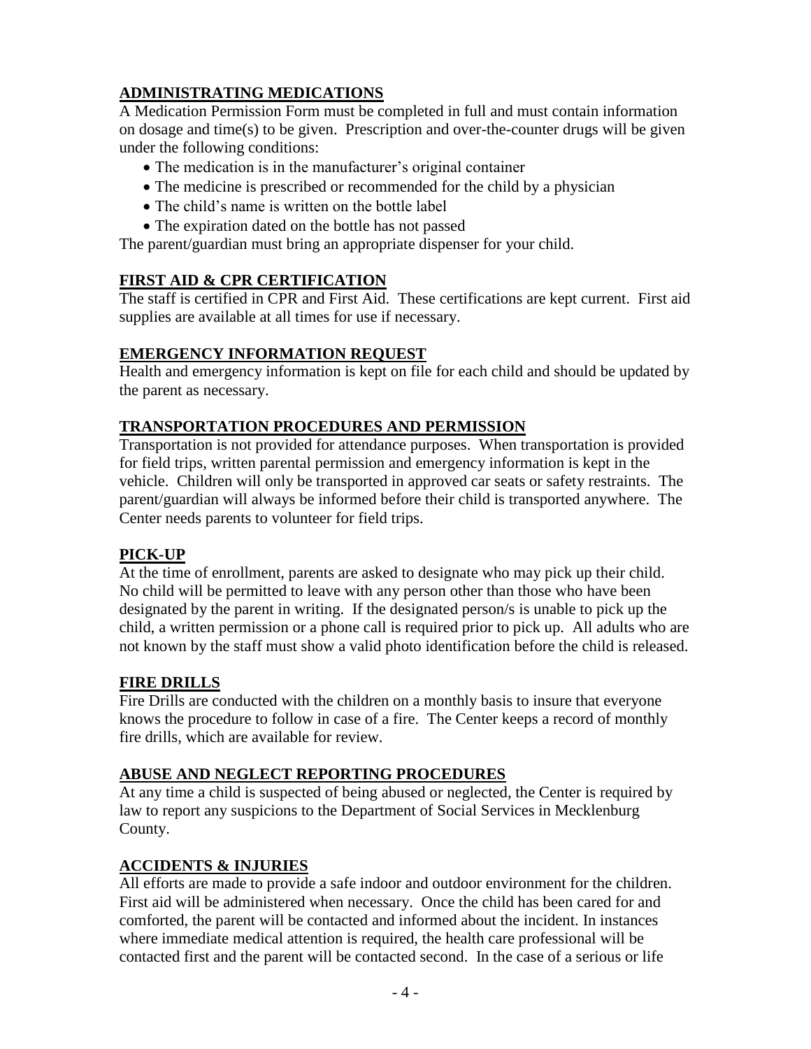## ADMINISTRATING MEDICATIONS

A Medication Permission Form must be completed in full and must contain information on dosage and time(s) to be given. Prescription and over-the-counter drugs will be given under the following conditions:

- The medication is in the manufacturer's original container
- The medicine is prescribed or recommended for the child by a physician
- The child's name is written on the bottle label
- The expiration dated on the bottle has not passed

The parent/guardian must bring an appropriate dispenser for your child.

## FIRST AID & CPR CERTIFICATION

The staff is certified in CPR and First Aid. These certifications are kept current. First aid supplies are available at all times for use if necessary.

## EMERGENCY INFORMATION REQUEST

Health and emergency information is kept on file for each child and should be updated by the parent as necessary.

## TRANSPORTATION PROCEDURES AND PERMISSION

Transportation is not provided for attendance purposes. When transportation is provided for field trips, written parental permission and emergency information is kept in the vehicle. Children will only be transported in approved car seats or safety restraints. The parent/guardian will always be informed before their child is transported anywhere. The Center needs parents to volunteer for field trips.

## PICK-UP

At the time of enrollment, parents are asked to designate who may pick up their child. No child will be permitted to leave with any person other than those who have been designated by the parent in writing. If the designated person/s is unable to pick up the child, a written permission or a phone call is required prior to pick up. All adults who are not known by the staff must show a valid photo identification before the child is released.

## FIRE DRILLS

Fire Drills are conducted with the children on a monthly basis to insure that everyone knows the procedure to follow in case of a fire. The Center keeps a record of monthly fire drills, which are available for review.

## ABUSE AND NEGLECT REPORTING PROCEDURES

At any time a child is suspected of being abused or neglected, the Center is required by law to report any suspicions to the Department of Social Services in Mecklenburg County.

## ACCIDENTS & INJURIES

All efforts are made to provide a safe indoor and outdoor environment for the children. First aid will be administered when necessary. Once the child has been cared for and comforted, the parent will be contacted and informed about the incident. In instances where immediate medical attention is required, the health care professional will be contacted first and the parent will be contacted second. In the case of a serious or life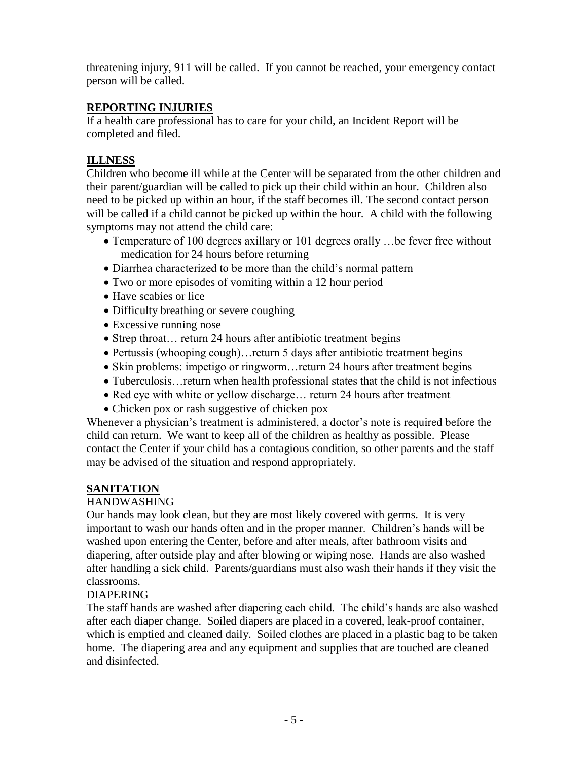threatening injury, 911 will be called. If you cannot be reached, your emergency contact person will be called.

## REPORTING INJURIES

If a health care professional has to care for your child, an Incident Report will be completed and filed.

## ILLNESS

Children who become ill while at the Center will be separated from the other children and their parent/guardian will be called to pick up their child within an hour. Children also need to be picked up within an hour, if the staff becomes ill. The second contact person will be called if a child cannot be picked up within the hour. A child with the following symptoms may not attend the child care:

- Temperature of 100 degrees axillary or 101 degrees orally …be fever free without medication for 24 hours before returning
- Diarrhea characterized to be more than the child's normal pattern
- Two or more episodes of vomiting within a 12 hour period
- Have scabies or lice
- Difficulty breathing or severe coughing
- Excessive running nose
- Strep throat… return 24 hours after antibiotic treatment begins
- Pertussis (whooping cough)…return 5 days after antibiotic treatment begins
- Skin problems: impetigo or ringworm…return 24 hours after treatment begins
- Tuberculosis…return when health professional states that the child is not infectious
- Red eye with white or yellow discharge… return 24 hours after treatment
- Chicken pox or rash suggestive of chicken pox

Whenever a physician's treatment is administered, a doctor's note is required before the child can return. We want to keep all of the children as healthy as possible. Please contact the Center if your child has a contagious condition, so other parents and the staff may be advised of the situation and respond appropriately.

## SANITATION

### HANDWASHING

Our hands may look clean, but they are most likely covered with germs. It is very important to wash our hands often and in the proper manner. Children's hands will be washed upon entering the Center, before and after meals, after bathroom visits and diapering, after outside play and after blowing or wiping nose. Hands are also washed after handling a sick child. Parents/guardians must also wash their hands if they visit the classrooms.

### DIAPERING

The staff hands are washed after diapering each child. The child's hands are also washed after each diaper change. Soiled diapers are placed in a covered, leak-proof container, which is emptied and cleaned daily. Soiled clothes are placed in a plastic bag to be taken home. The diapering area and any equipment and supplies that are touched are cleaned and disinfected.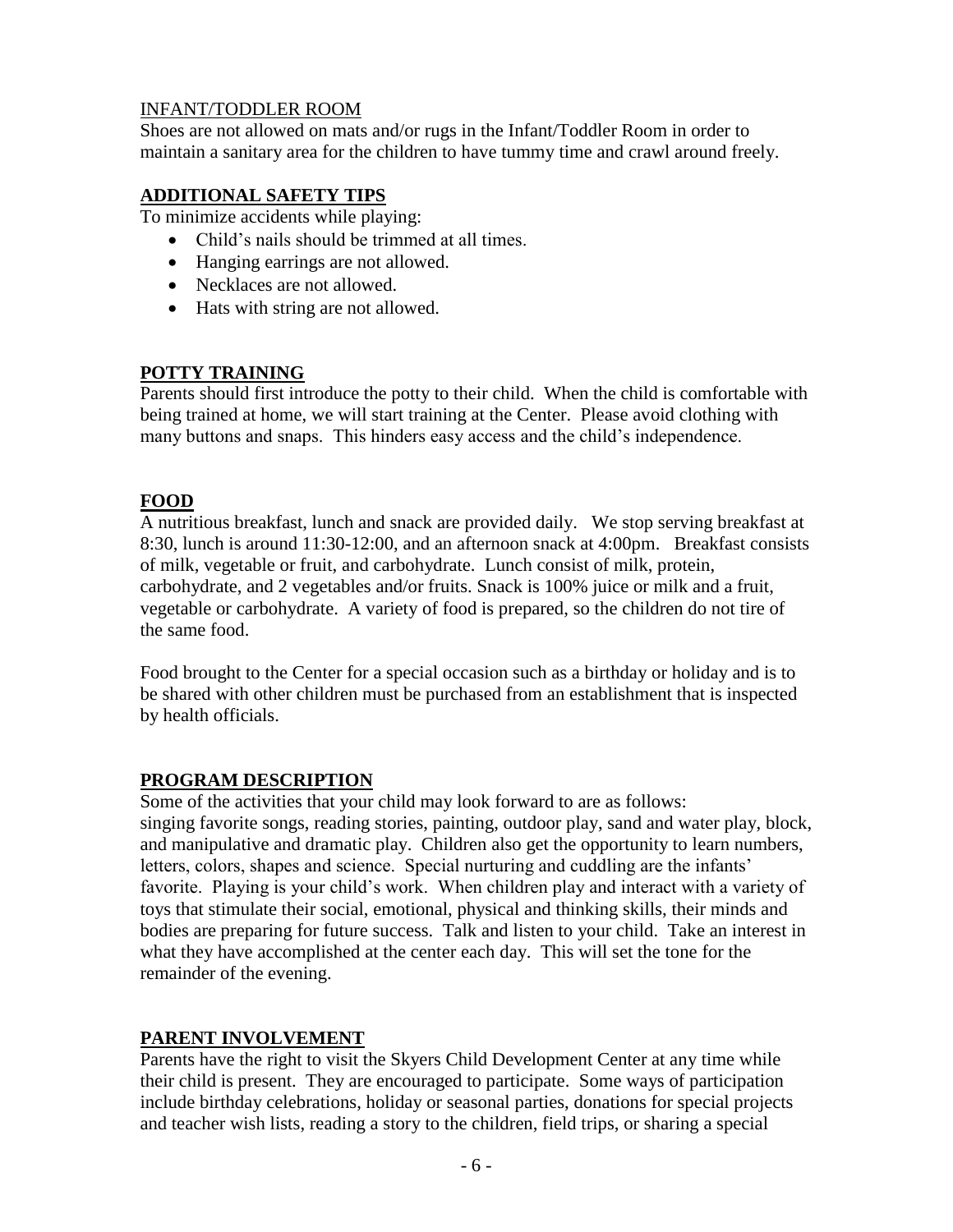INFANT/TODDLER ROOM

Shoes are not allowed on mats and/or rugs in the Infant/Toddler Room in order to maintain a sanitary area for the children to have tummy time and crawl around freely.

## ADDITIONAL SAFETY TIPS

To minimize accidents while playing:

- Child's nails should be trimmed at all times.
- Hanging earrings are not allowed.
- Necklaces are not allowed.
- Hats with string are not allowed.

## POTTY TRAINING

Parents should first introduce the potty to their child. When the child is comfortable with being trained at home, we will start training at the Center. Please avoid clothing with many buttons and snaps. This hinders easy access and the child's independence.

## FOOD

A nutritious breakfast, lunch and snack are provided daily. We stop serving breakfast at 8:30, lunch is around 11:30-12:00, and an afternoon snack at 4:00pm. Breakfast consists of milk, vegetable or fruit, and carbohydrate. Lunch consist of milk, protein, carbohydrate, and 2 vegetables and/or fruits. Snack is 100% juice or milk and a fruit, vegetable or carbohydrate. A variety of food is prepared, so the children do not tire of the same food.

Food brought to the Center for a special occasion such as a birthday or holiday and is to be shared with other children must be purchased from an establishment that is inspected by health officials.

## PROGRAM DESCRIPTION

Some of the activities that your child may look forward to are as follows: singing favorite songs, reading stories, painting, outdoor play, sand and water play, block, and manipulative and dramatic play. Children also get the opportunity to learn numbers, letters, colors, shapes and science. Special nurturing and cuddling are the infants' favorite. Playing is your child's work. When children play and interact with a variety of toys that stimulate their social, emotional, physical and thinking skills, their minds and bodies are preparing for future success. Talk and listen to your child. Take an interest in what they have accomplished at the center each day. This will set the tone for the remainder of the evening.

## PARENT INVOLVEMENT

Parents have the right to visit the Skyers Child Development Center at any time while their child is present. They are encouraged to participate. Some ways of participation include birthday celebrations, holiday or seasonal parties, donations for special projects and teacher wish lists, reading a story to the children, field trips, or sharing a special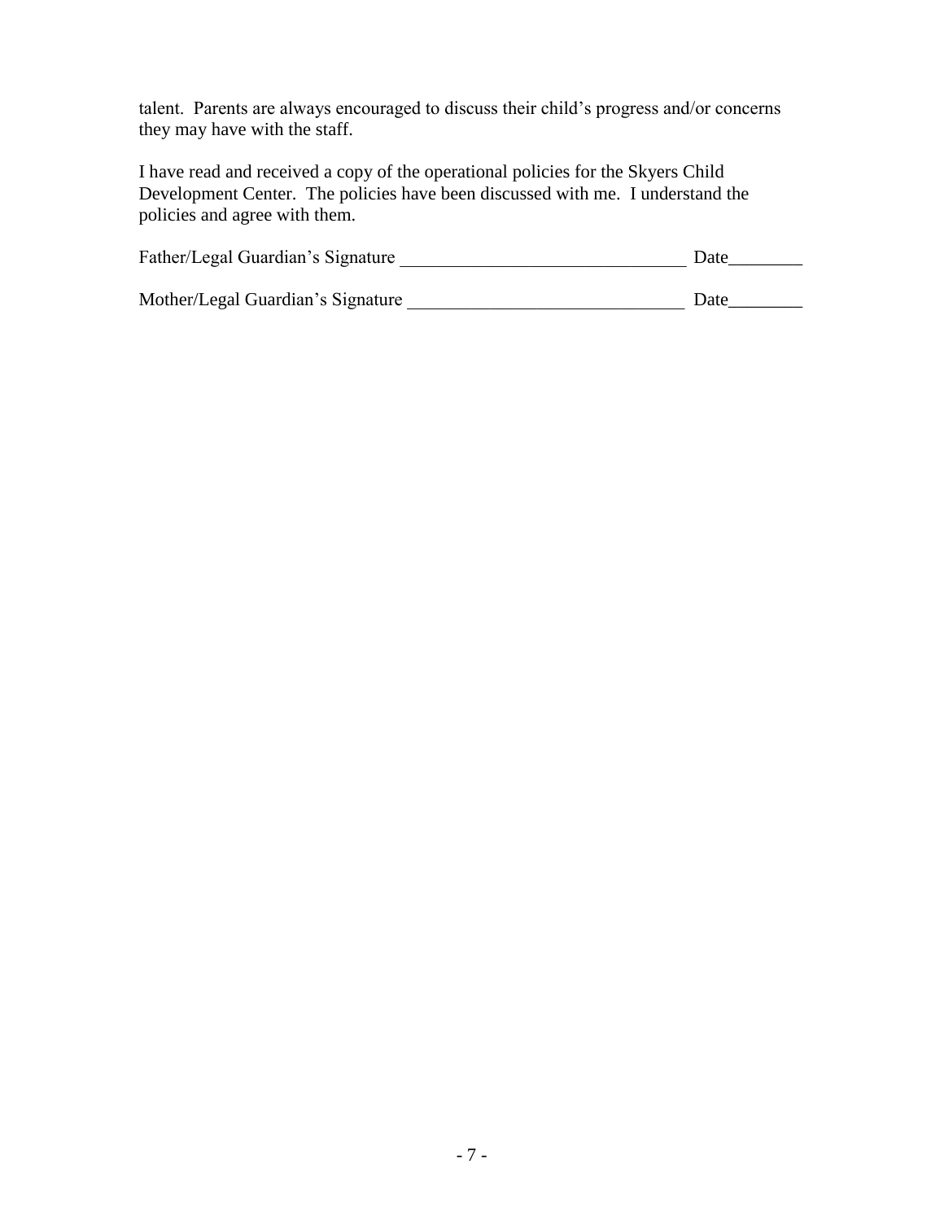talent. Parents are always encouraged to discuss their child's progress and/or concerns they may have with the staff.

I have read and received a copy of the operational policies for the Skyers Child Development Center. The policies have been discussed with me. I understand the policies and agree with them.

Father/Legal Guardian's Signature _______________________________ Date________

Mother/Legal Guardian's Signature ______________________________ Date________